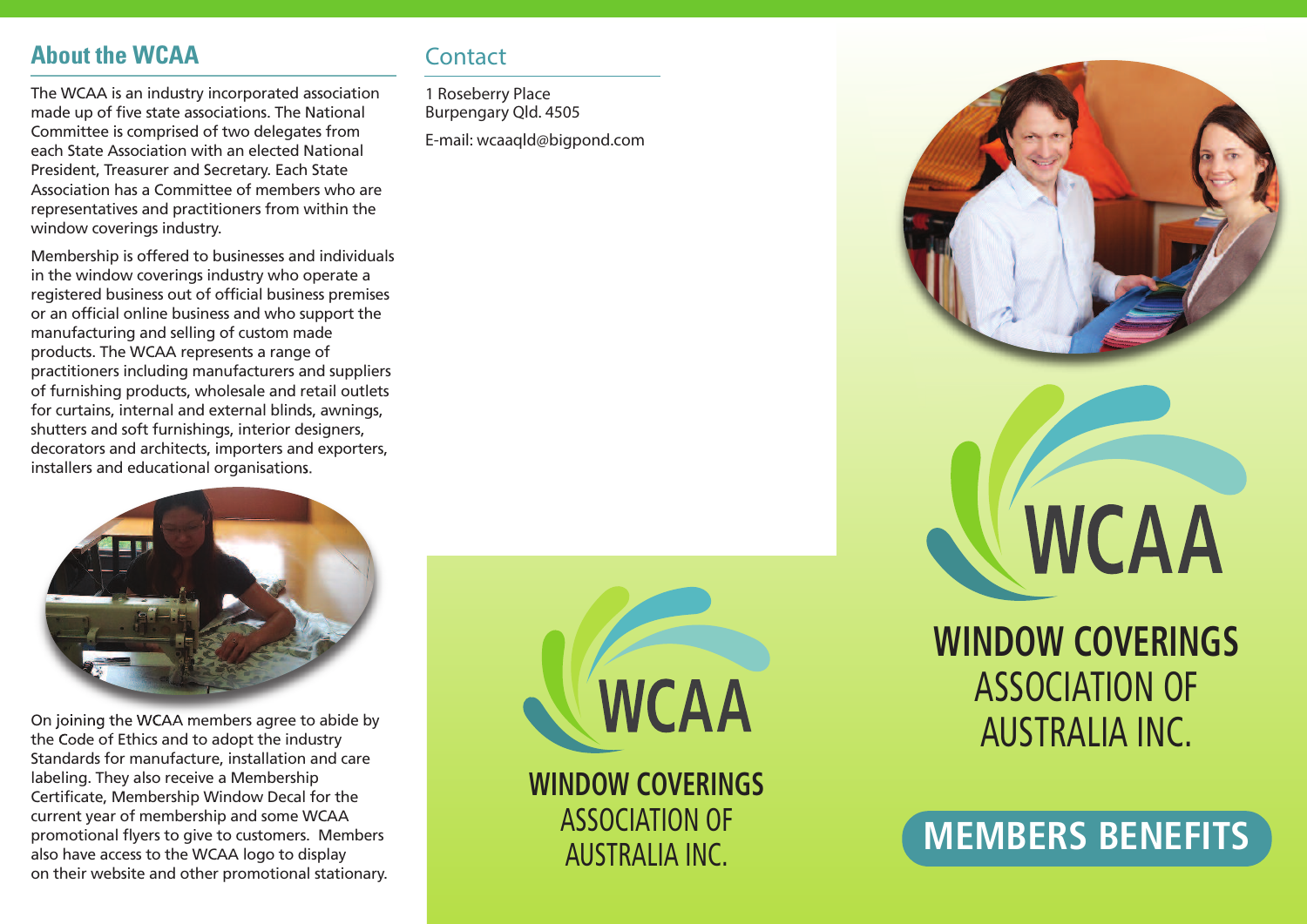## About the WCAA

The WCAA is an industry incorporated association made up of five state associations. The National Committee is comprised of two delegates from each State Association with an elected National President, Treasurer and Secretary. Each State Association has a Committee of members who are representatives and practitioners from within the window coverings industry.

Membership is offered to businesses and individuals in the window coverings industry who operate a registered business out of official business premises or an official online business and who support the manufacturing and selling of custom made products. The WCAA represents a range of practitioners including manufacturers and suppliers of furnishing products, wholesale and retail outlets for curtains, internal and external blinds, awnings, shutters and soft furnishings, interior designers, decorators and architects, importers and exporters, installers and educational organisations.

On joining the WCAA members agree to abide by the Code of Ethics and to adopt the industry Standards for manufacture, installation and care labeling. They also receive a Membership Certificate, Membership Window Decal for the current year of membership and some WCAA promotional flyers to give to customers. Members also have access to the WCAA logo to display on their website and other promotional stationary.

## Contact

1 Roseberry Place
Burpengary Qld. 4505

E-mail: wcaaqld@bigpond.com

WCAA

**WINDOW COVERINGS**
ASSOCIATION OF
AUSTRALIA INC.

WCAA

**WINDOW COVERINGS**
ASSOCIATION OF
AUSTRALIA INC.

# MEMBERS BENEFITS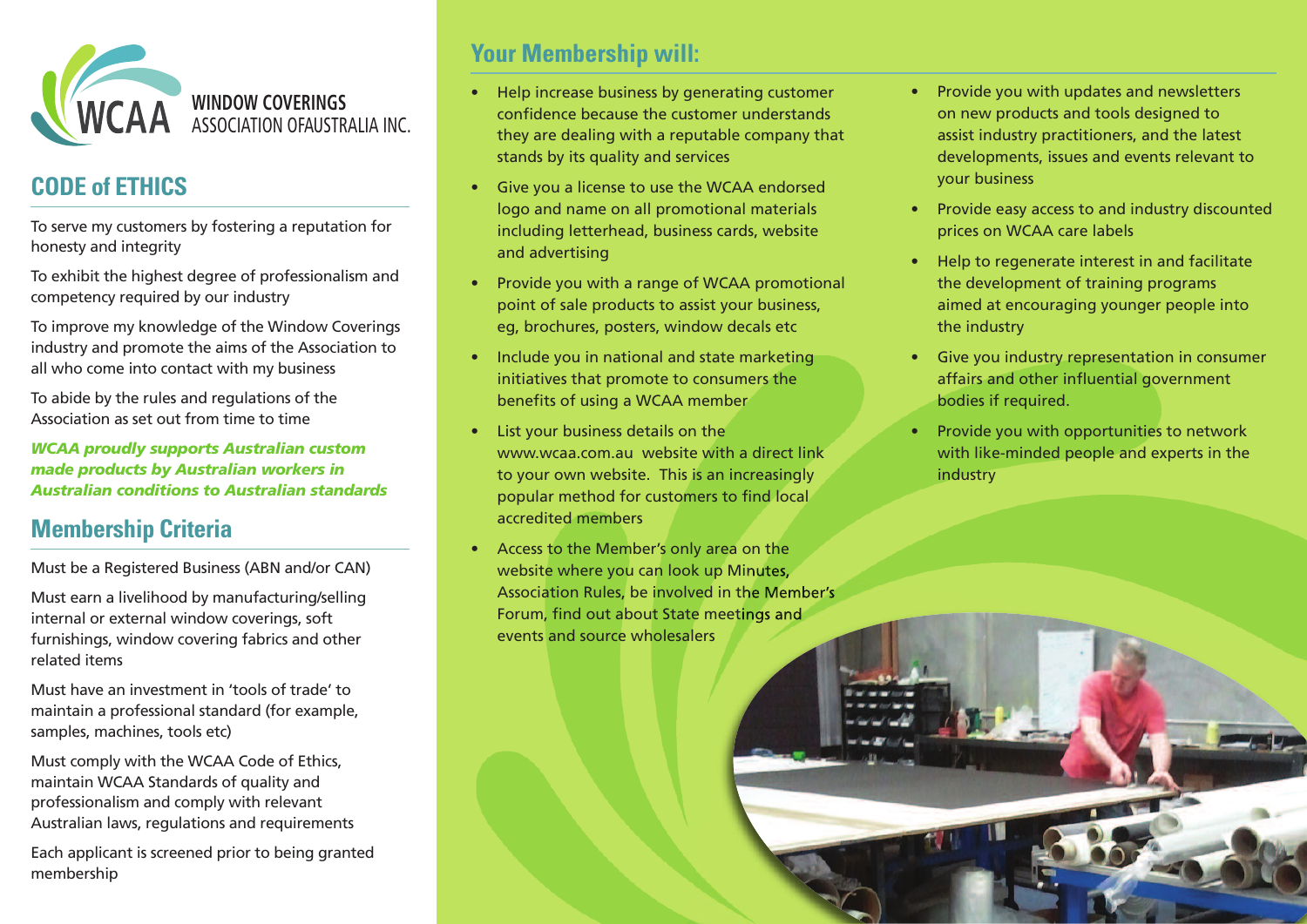WINDOW COVERINGS
ASSOCIATION OFAUSTRALIA INC.

## CODE of ETHICS

To serve my customers by fostering a reputation for honesty and integrity

To exhibit the highest degree of professionalism and competency required by our industry

To improve my knowledge of the Window Coverings industry and promote the aims of the Association to all who come into contact with my business

To abide by the rules and regulations of the Association as set out from time to time

***WCAA proudly supports Australian custom made products by Australian workers in Australian conditions to Australian standards***

## Membership Criteria

Must be a Registered Business (ABN and/or CAN)

Must earn a livelihood by manufacturing/selling internal or external window coverings, soft furnishings, window covering fabrics and other related items

Must have an investment in 'tools of trade' to maintain a professional standard (for example, samples, machines, tools etc)

Must comply with the WCAA Code of Ethics, maintain WCAA Standards of quality and professionalism and comply with relevant Australian laws, regulations and requirements

Each applicant is screened prior to being granted membership

## Your Membership will:

- Help increase business by generating customer confidence because the customer understands they are dealing with a reputable company that stands by its quality and services
- Give you a license to use the WCAA endorsed logo and name on all promotional materials including letterhead, business cards, website and advertising
- Provide you with a range of WCAA promotional point of sale products to assist your business, eg, brochures, posters, window decals etc
- Include you in national and state marketing initiatives that promote to consumers the benefits of using a WCAA member
- List your business details on the www.wcaa.com.au website with a direct link to your own website. This is an increasingly popular method for customers to find local accredited members
- Access to the Member's only area on the website where you can look up Minutes, Association Rules, be involved in the Member's Forum, find out about State meetings and events and source wholesalers
- Provide you with updates and newsletters on new products and tools designed to assist industry practitioners, and the latest developments, issues and events relevant to your business
- Provide easy access to and industry discounted prices on WCAA care labels
- Help to regenerate interest in and facilitate the development of training programs aimed at encouraging younger people into the industry
- Give you industry representation in consumer affairs and other influential government bodies if required.
- Provide you with opportunities to network with like-minded people and experts in the industry